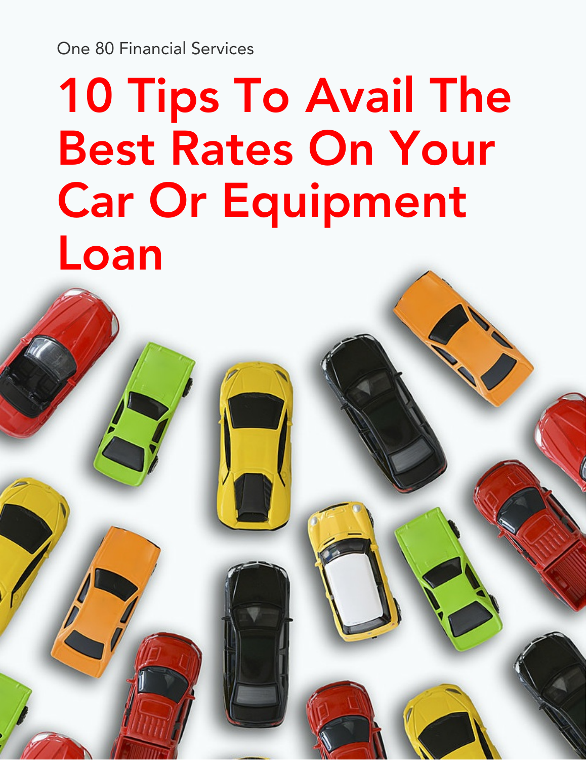One 80 Financial Services

# 10 Tips To Avail The Best Rates On Your Car Or Equipment Loan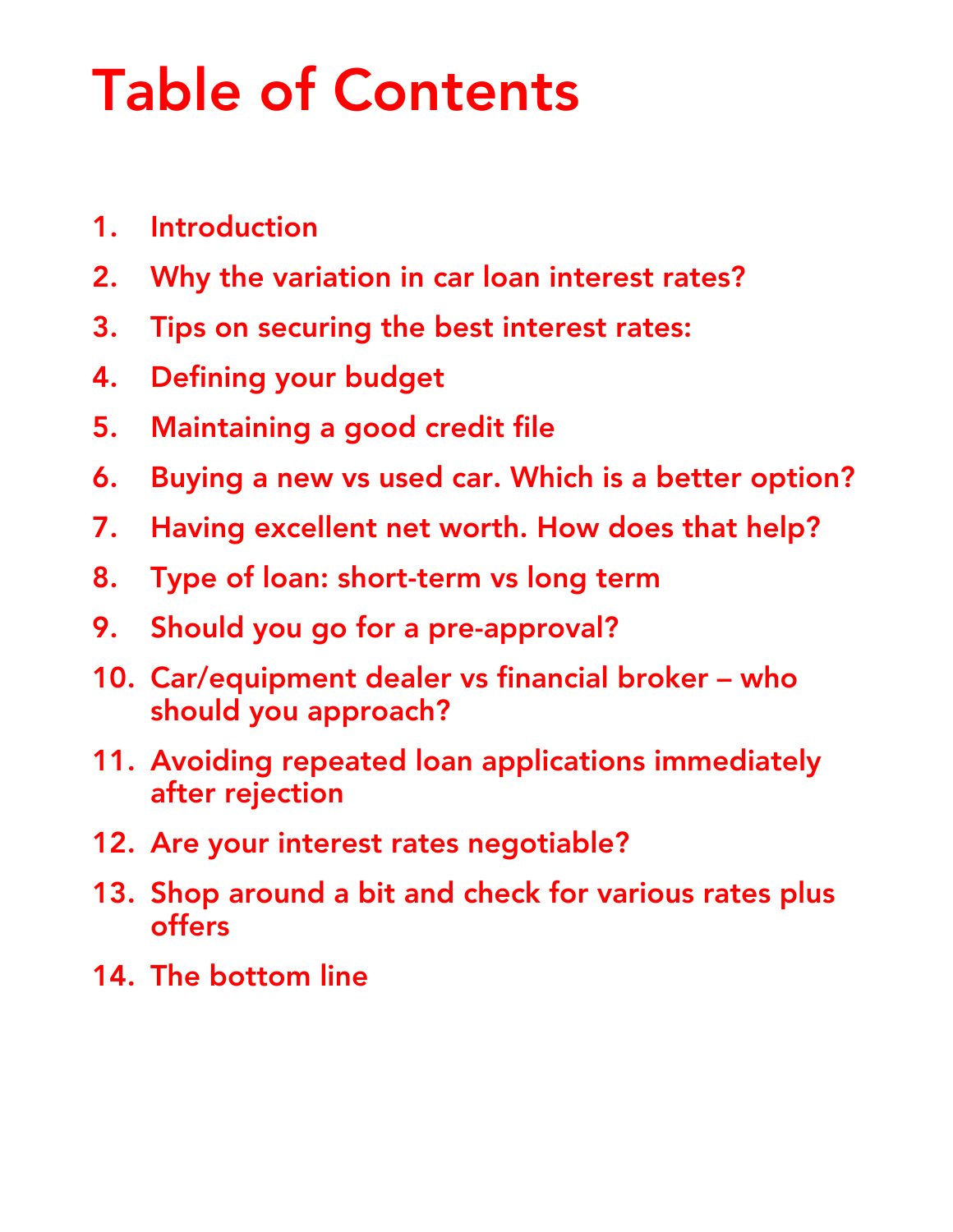# Table of Contents

1. Introduction
2. Why the variation in car loan interest rates?
3. Tips on securing the best interest rates:
4. Defining your budget
5. Maintaining a good credit file
6. Buying a new vs used car. Which is a better option?
7. Having excellent net worth. How does that help?
8. Type of loan: short-term vs long term
9. Should you go for a pre-approval?
10. Car/equipment dealer vs financial broker – who should you approach?
11. Avoiding repeated loan applications immediately after rejection
12. Are your interest rates negotiable?
13. Shop around a bit and check for various rates plus offers
14. The bottom line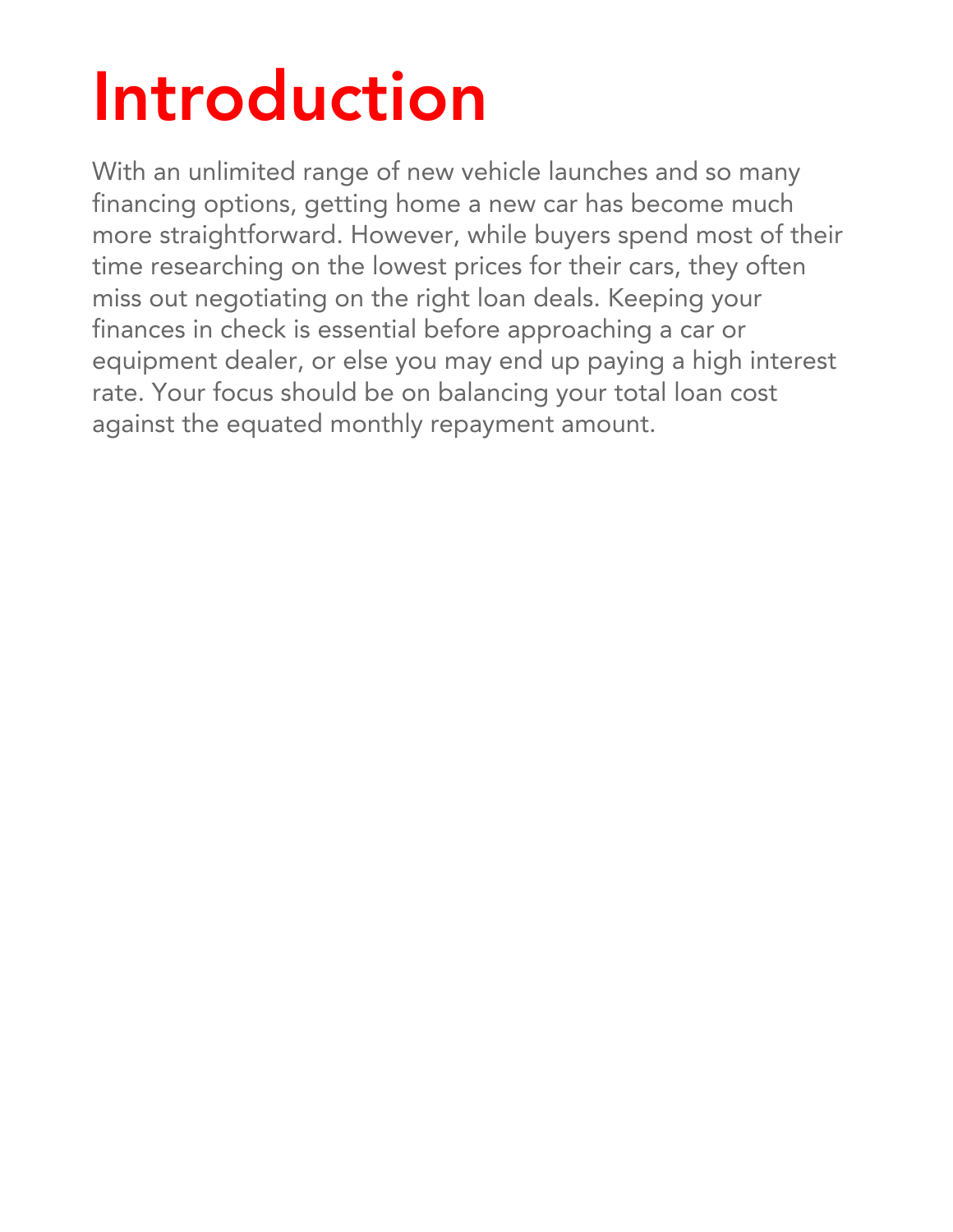# Introduction

With an unlimited range of new vehicle launches and so many financing options, getting home a new car has become much more straightforward. However, while buyers spend most of their time researching on the lowest prices for their cars, they often miss out negotiating on the right loan deals. Keeping your finances in check is essential before approaching a car or equipment dealer, or else you may end up paying a high interest rate. Your focus should be on balancing your total loan cost against the equated monthly repayment amount.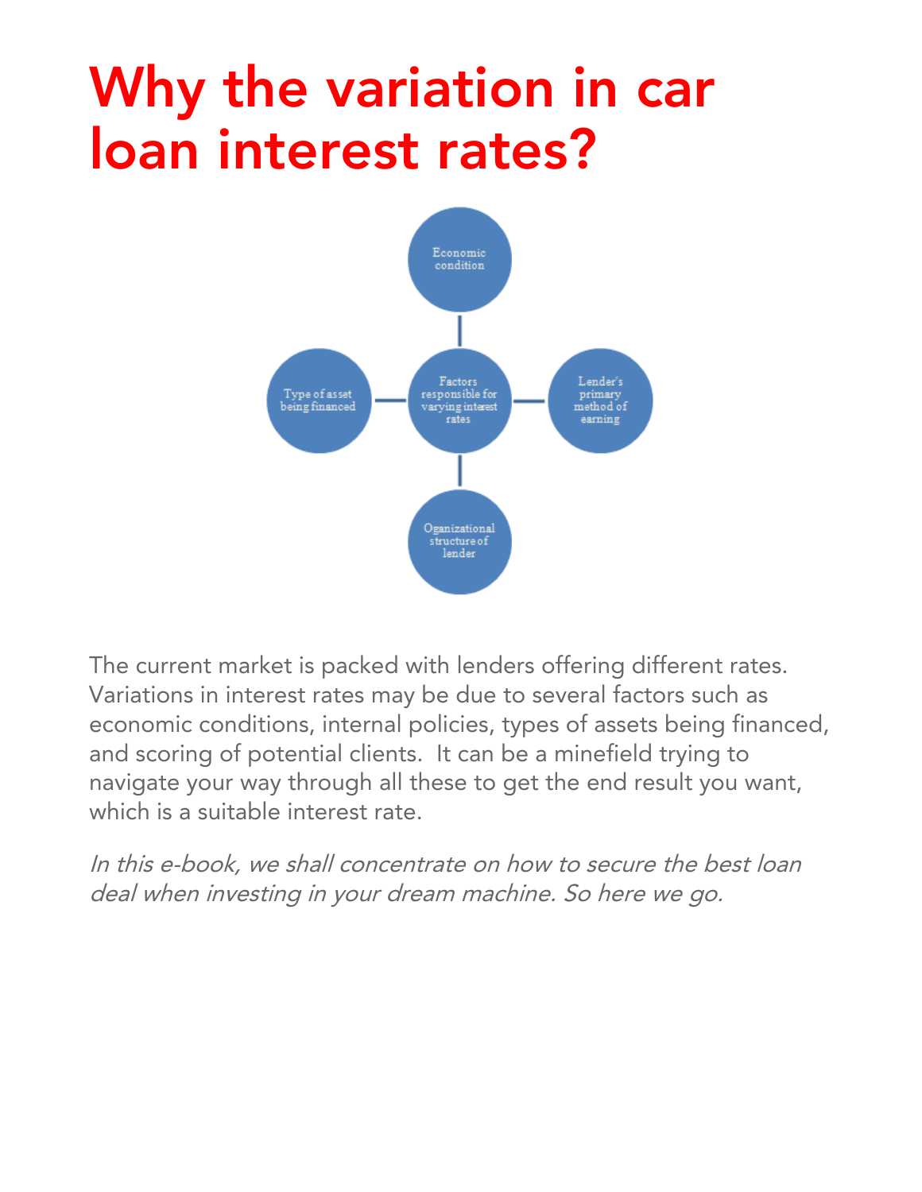# Why the variation in car loan interest rates?

Economic condition

Type of asset being financed

Factors responsible for varying interest rates

Lender's primary method of earning

Oganizational structure of lender

The current market is packed with lenders offering different rates. Variations in interest rates may be due to several factors such as economic conditions, internal policies, types of assets being financed, and scoring of potential clients. It can be a minefield trying to navigate your way through all these to get the end result you want, which is a suitable interest rate.

*In this e-book, we shall concentrate on how to secure the best loan deal when investing in your dream machine. So here we go.*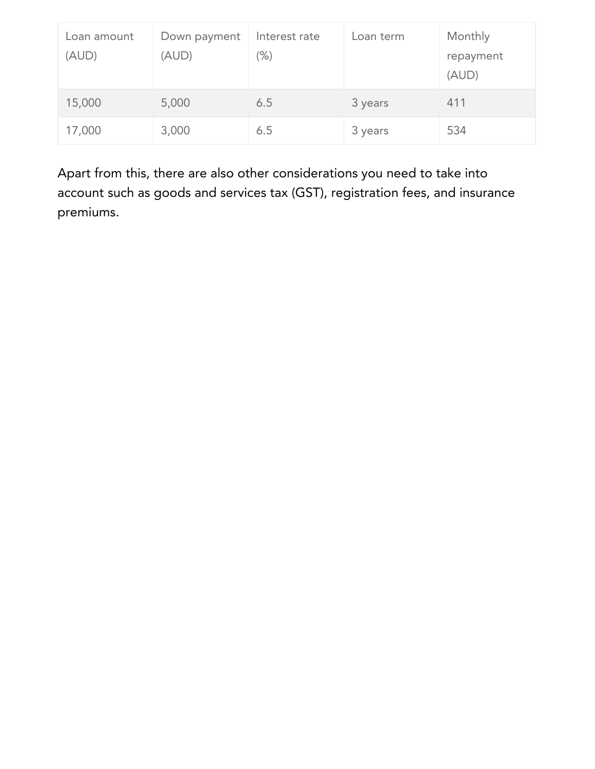| Loan amount (AUD) | Down payment (AUD) | Interest rate (%) | Loan term | Monthly repayment (AUD) |
|---|---|---|---|---|
| 15,000 | 5,000 | 6.5 | 3 years | 411 |
| 17,000 | 3,000 | 6.5 | 3 years | 534 |

Apart from this, there are also other considerations you need to take into account such as goods and services tax (GST), registration fees, and insurance premiums.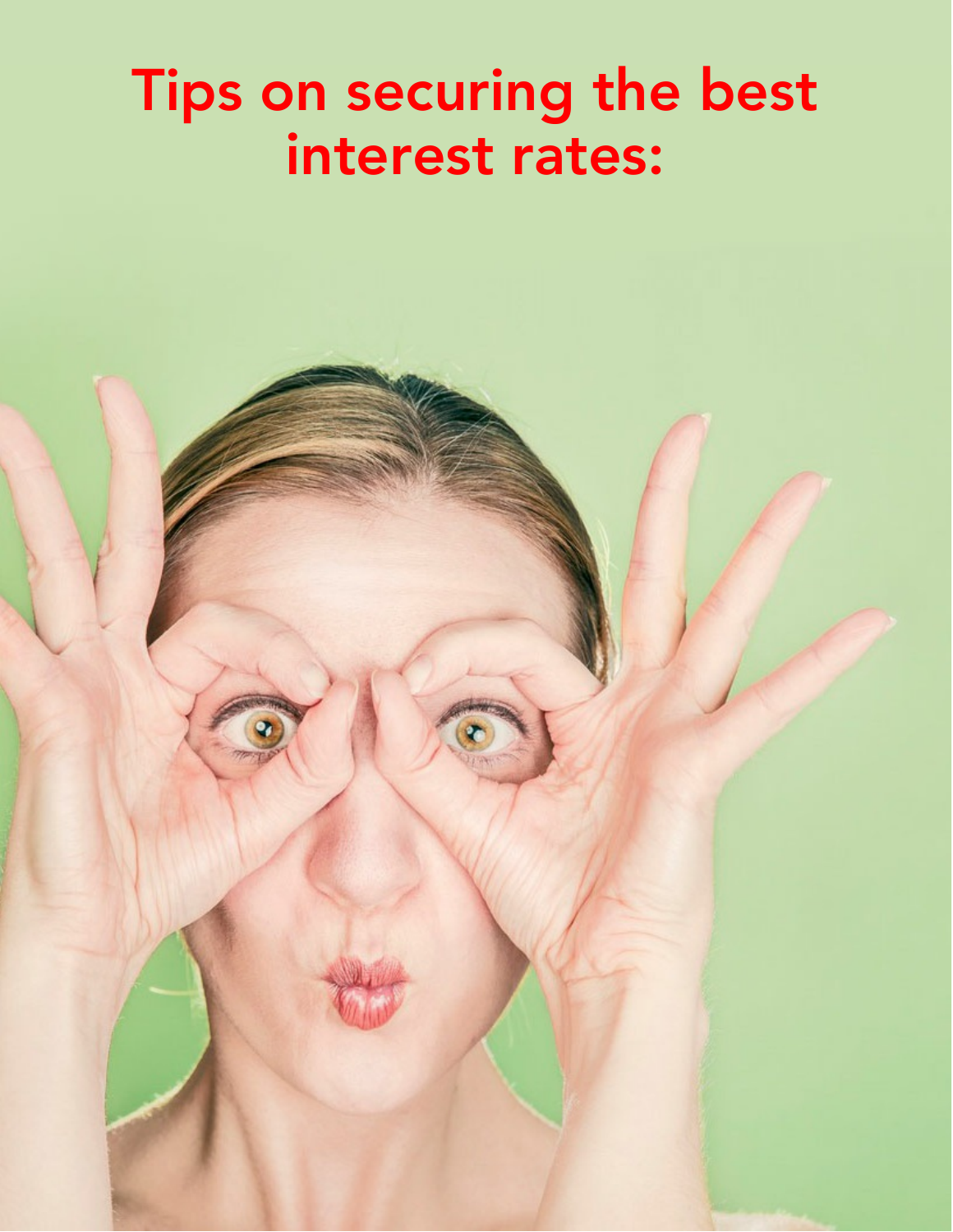# Tips on securing the best interest rates: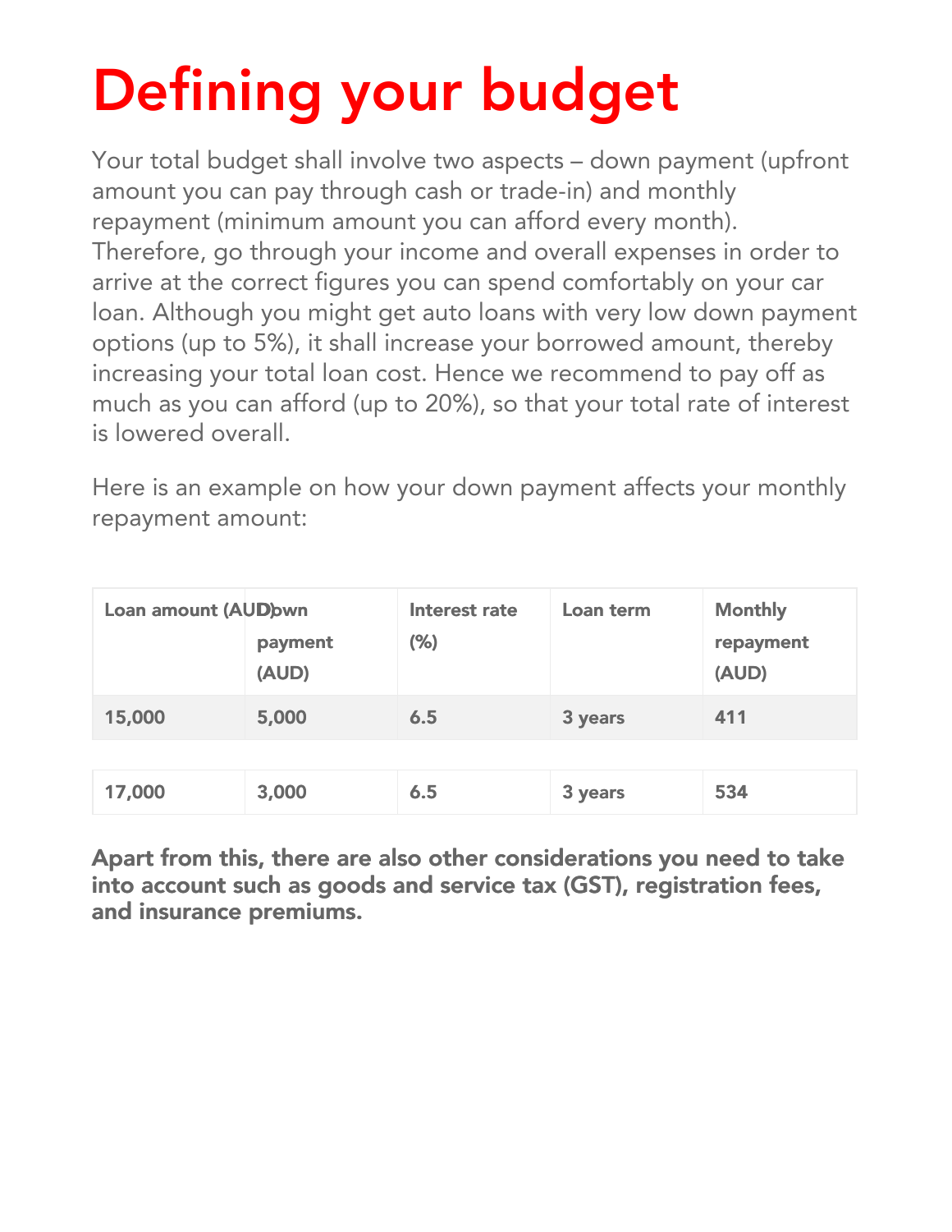# Defining your budget

Your total budget shall involve two aspects – down payment (upfront amount you can pay through cash or trade-in) and monthly repayment (minimum amount you can afford every month). Therefore, go through your income and overall expenses in order to arrive at the correct figures you can spend comfortably on your car loan. Although you might get auto loans with very low down payment options (up to 5%), it shall increase your borrowed amount, thereby increasing your total loan cost. Hence we recommend to pay off as much as you can afford (up to 20%), so that your total rate of interest is lowered overall.

Here is an example on how your down payment affects your monthly repayment amount:

| Loan amount (AUD) | Down payment (AUD) | Interest rate (%) | Loan term | Monthly repayment (AUD) |
|---|---|---|---|---|
| 15,000 | 5,000 | 6.5 | 3 years | 411 |
| 17,000 | 3,000 | 6.5 | 3 years | 534 |

**Apart from this, there are also other considerations you need to take into account such as goods and service tax (GST), registration fees, and insurance premiums.**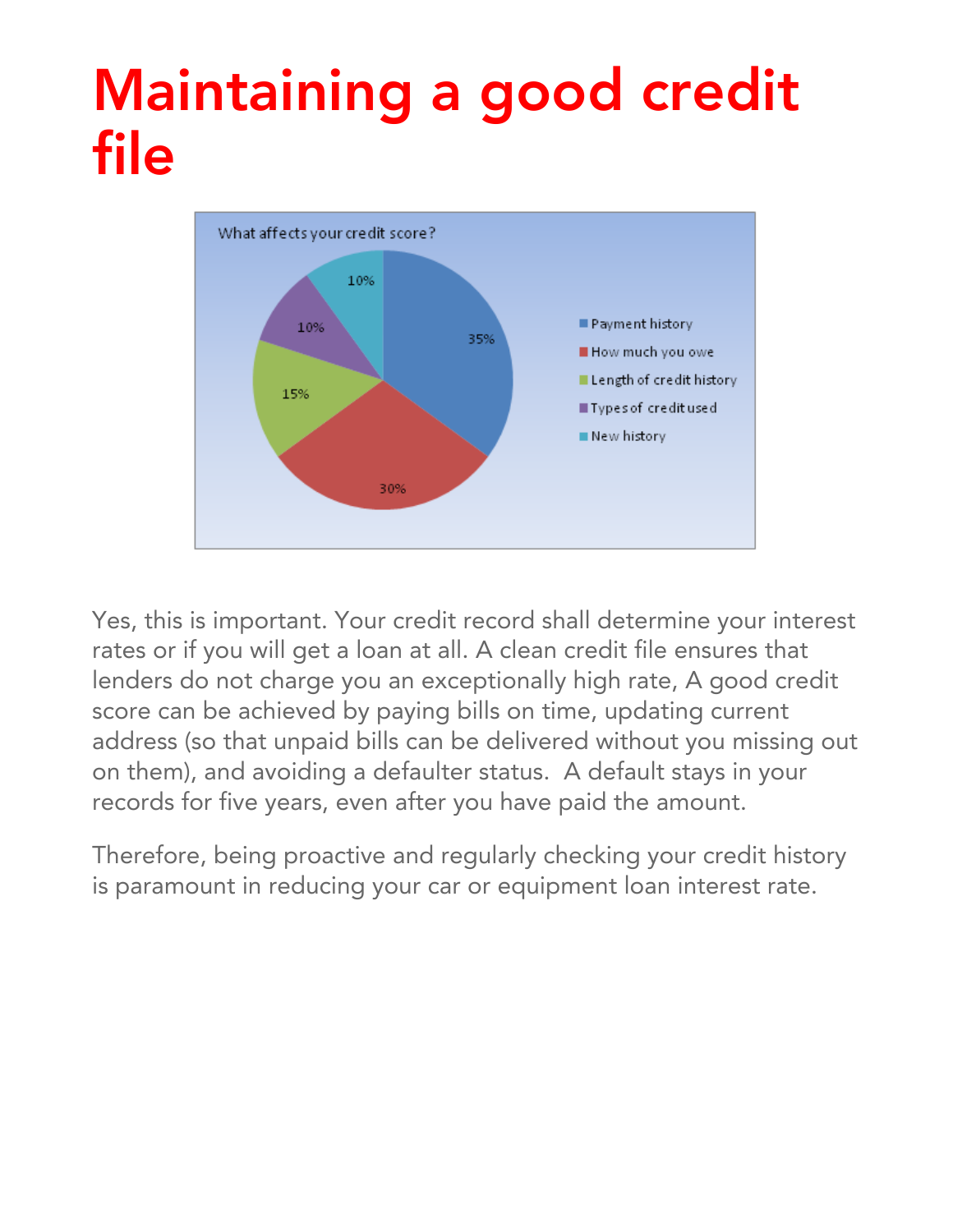# Maintaining a good credit file

Yes, this is important. Your credit record shall determine your interest rates or if you will get a loan at all. A clean credit file ensures that lenders do not charge you an exceptionally high rate, A good credit score can be achieved by paying bills on time, updating current address (so that unpaid bills can be delivered without you missing out on them), and avoiding a defaulter status. A default stays in your records for five years, even after you have paid the amount.

Therefore, being proactive and regularly checking your credit history is paramount in reducing your car or equipment loan interest rate.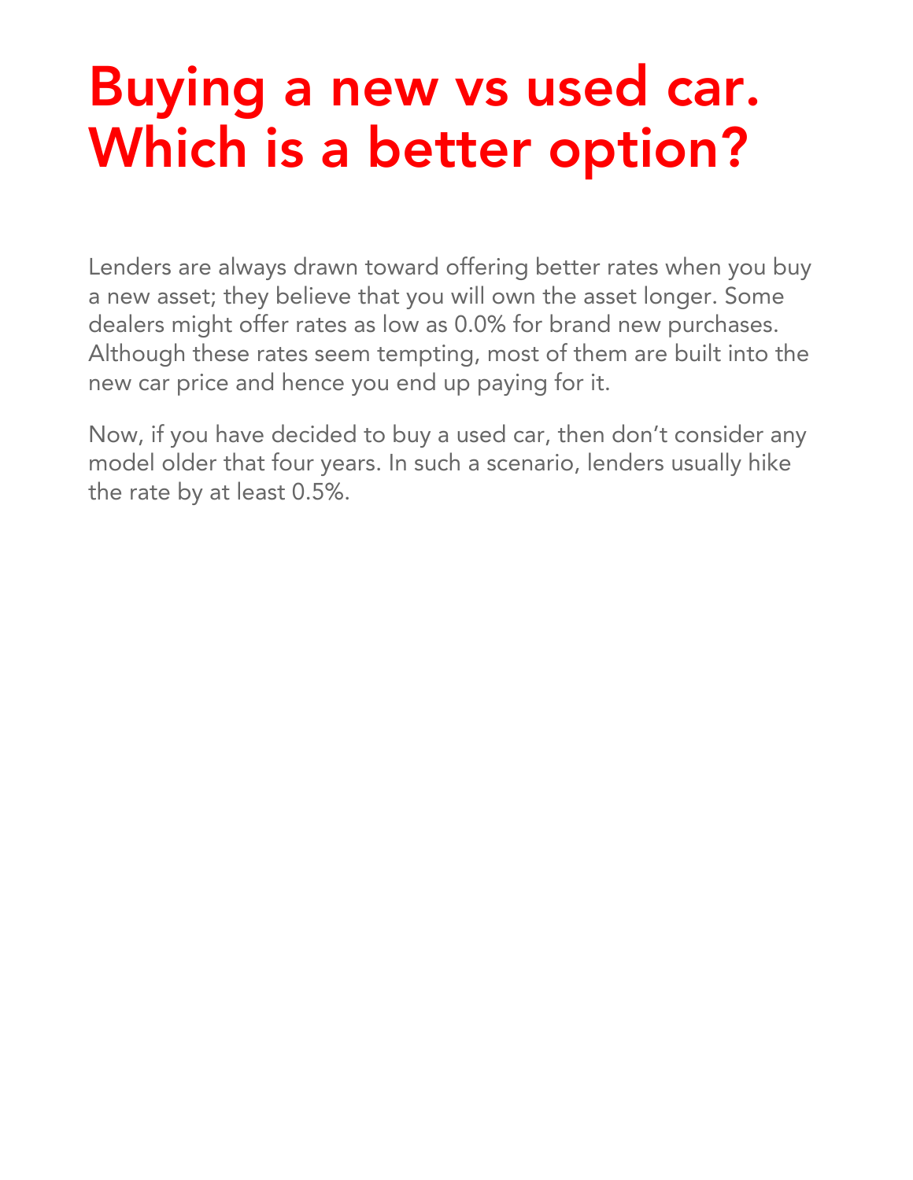# Buying a new vs used car. Which is a better option?

Lenders are always drawn toward offering better rates when you buy a new asset; they believe that you will own the asset longer. Some dealers might offer rates as low as 0.0% for brand new purchases. Although these rates seem tempting, most of them are built into the new car price and hence you end up paying for it.

Now, if you have decided to buy a used car, then don't consider any model older that four years. In such a scenario, lenders usually hike the rate by at least 0.5%.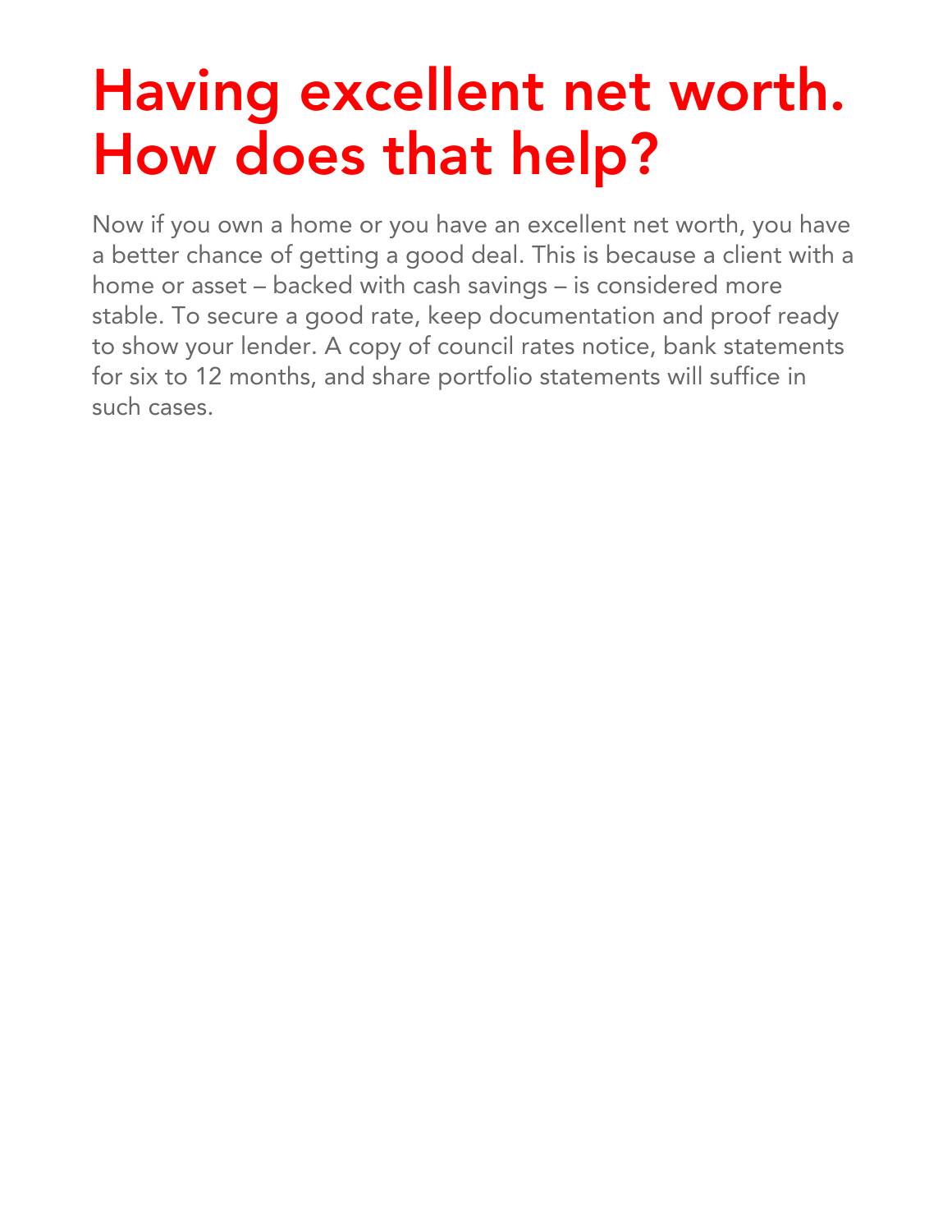# Having excellent net worth. How does that help?

Now if you own a home or you have an excellent net worth, you have a better chance of getting a good deal. This is because a client with a home or asset – backed with cash savings – is considered more stable. To secure a good rate, keep documentation and proof ready to show your lender. A copy of council rates notice, bank statements for six to 12 months, and share portfolio statements will suffice in such cases.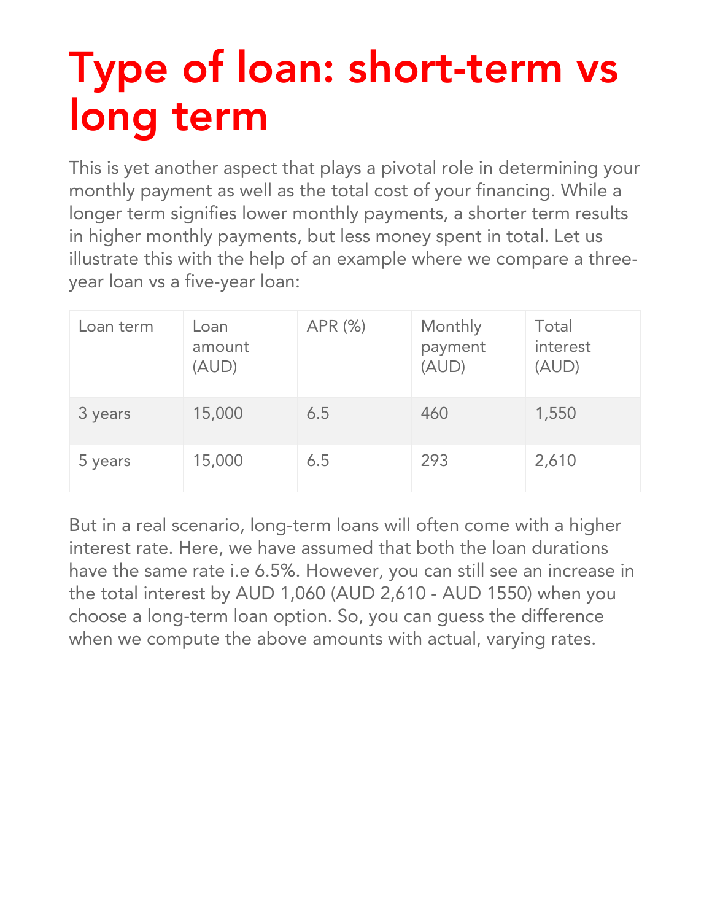# Type of loan: short-term vs long term

This is yet another aspect that plays a pivotal role in determining your monthly payment as well as the total cost of your financing. While a longer term signifies lower monthly payments, a shorter term results in higher monthly payments, but less money spent in total. Let us illustrate this with the help of an example where we compare a three-year loan vs a five-year loan:

| Loan term | Loan amount (AUD) | APR (%) | Monthly payment (AUD) | Total interest (AUD) |
|---|---|---|---|---|
| 3 years | 15,000 | 6.5 | 460 | 1,550 |
| 5 years | 15,000 | 6.5 | 293 | 2,610 |

But in a real scenario, long-term loans will often come with a higher interest rate. Here, we have assumed that both the loan durations have the same rate i.e 6.5%. However, you can still see an increase in the total interest by AUD 1,060 (AUD 2,610 - AUD 1550) when you choose a long-term loan option. So, you can guess the difference when we compute the above amounts with actual, varying rates.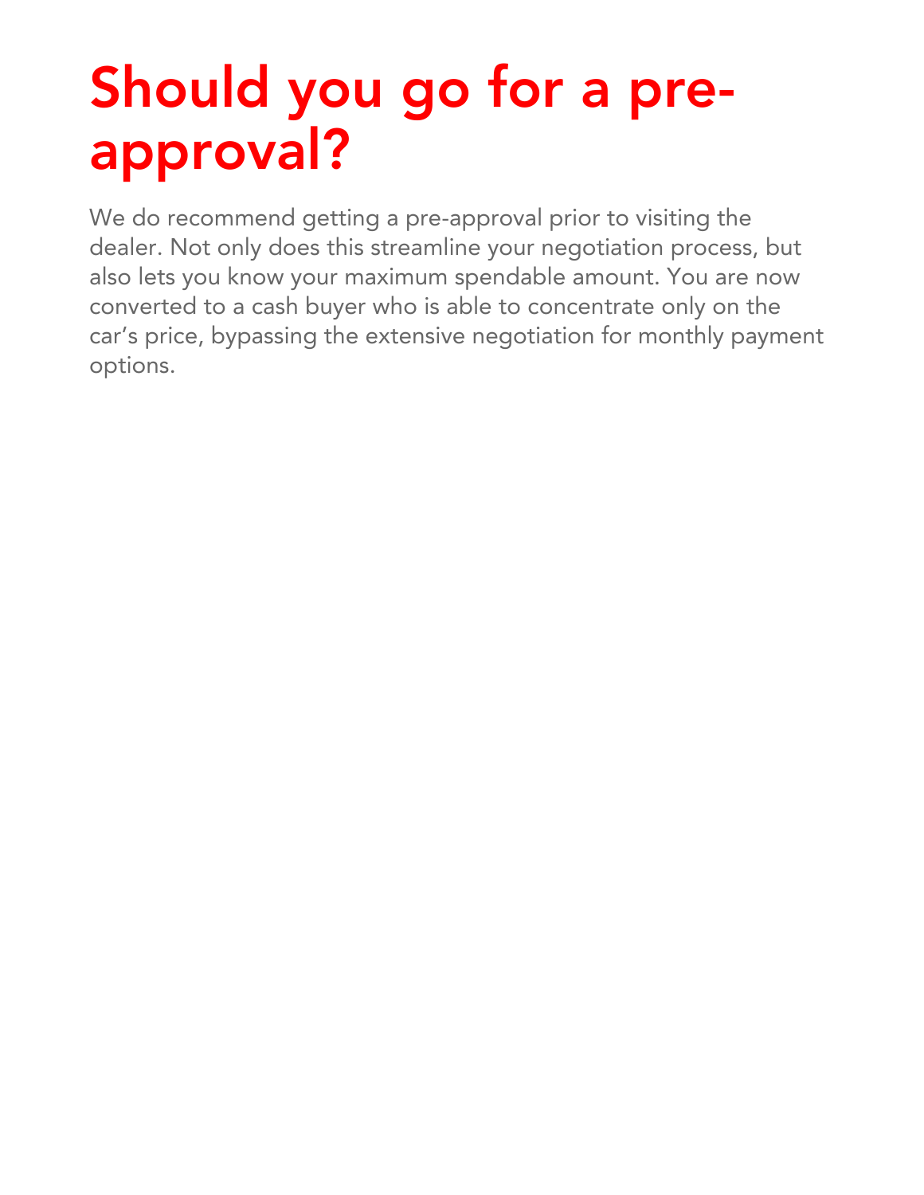# Should you go for a pre-approval?

We do recommend getting a pre-approval prior to visiting the dealer. Not only does this streamline your negotiation process, but also lets you know your maximum spendable amount. You are now converted to a cash buyer who is able to concentrate only on the car's price, bypassing the extensive negotiation for monthly payment options.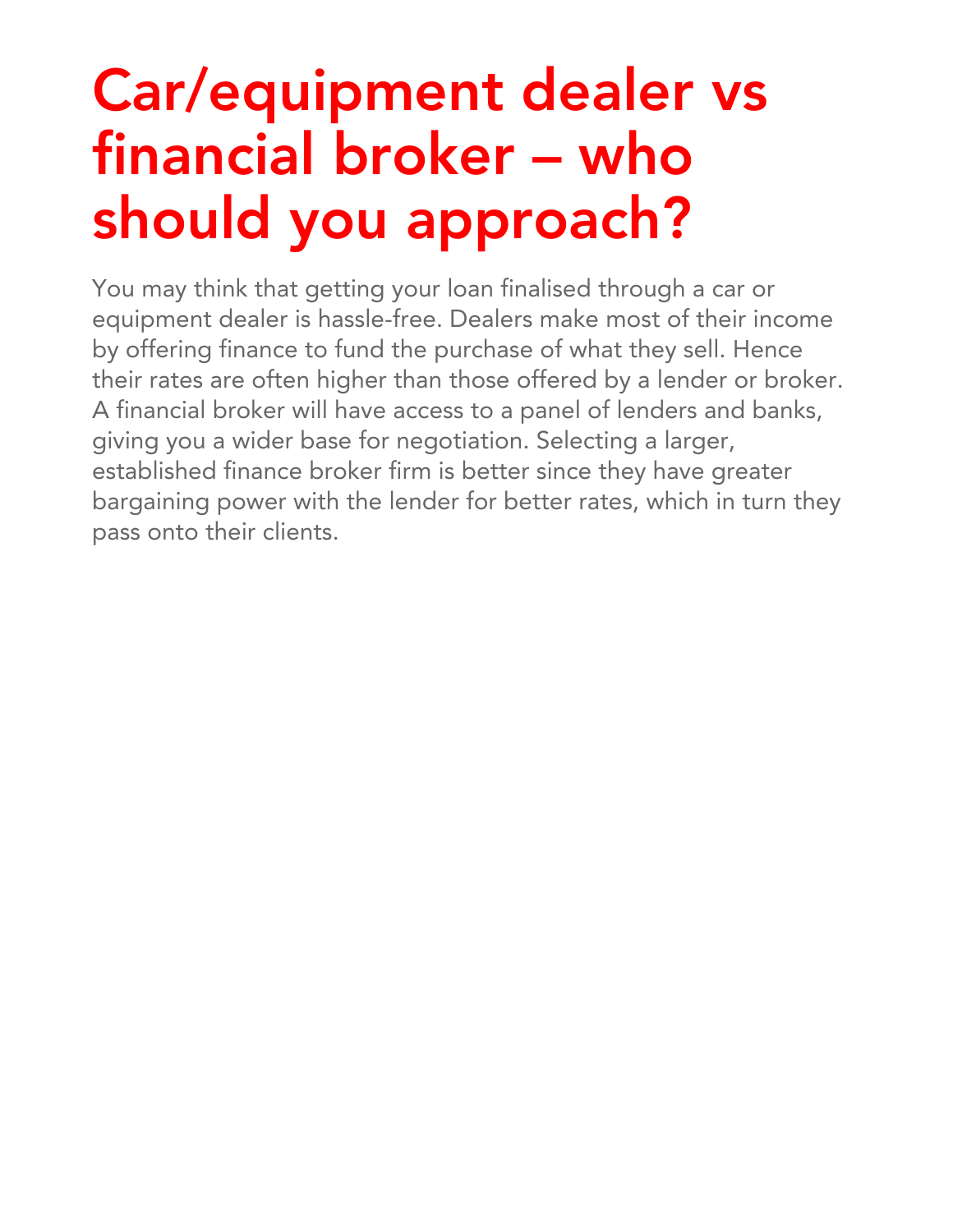# Car/equipment dealer vs financial broker – who should you approach?

You may think that getting your loan finalised through a car or equipment dealer is hassle-free. Dealers make most of their income by offering finance to fund the purchase of what they sell. Hence their rates are often higher than those offered by a lender or broker. A financial broker will have access to a panel of lenders and banks, giving you a wider base for negotiation. Selecting a larger, established finance broker firm is better since they have greater bargaining power with the lender for better rates, which in turn they pass onto their clients.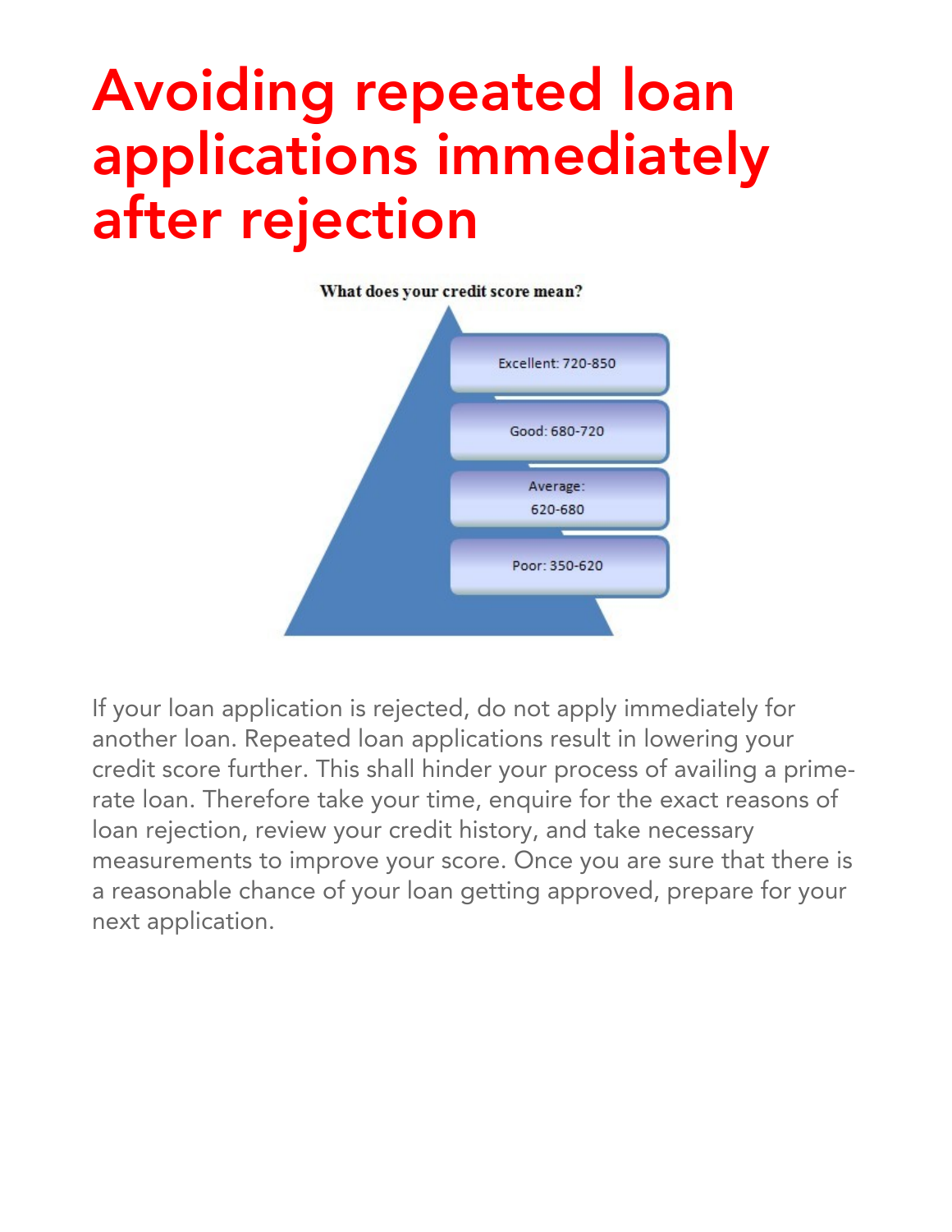# Avoiding repeated loan applications immediately after rejection

What does your credit score mean?

- Excellent: 720-850
- Good: 680-720
- Average: 620-680
- Poor: 350-620

If your loan application is rejected, do not apply immediately for another loan. Repeated loan applications result in lowering your credit score further. This shall hinder your process of availing a prime-rate loan. Therefore take your time, enquire for the exact reasons of loan rejection, review your credit history, and take necessary measurements to improve your score. Once you are sure that there is a reasonable chance of your loan getting approved, prepare for your next application.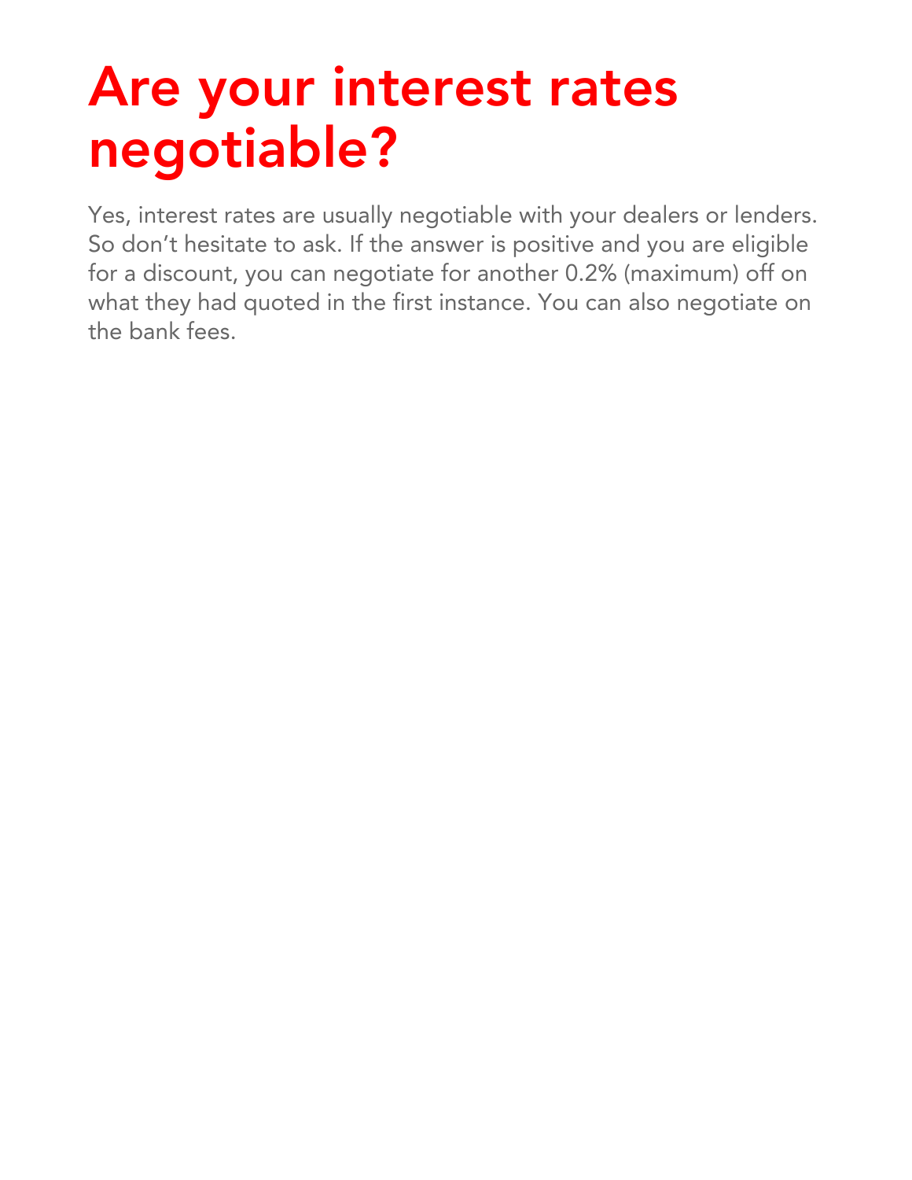# Are your interest rates negotiable?

Yes, interest rates are usually negotiable with your dealers or lenders. So don't hesitate to ask. If the answer is positive and you are eligible for a discount, you can negotiate for another 0.2% (maximum) off on what they had quoted in the first instance. You can also negotiate on the bank fees.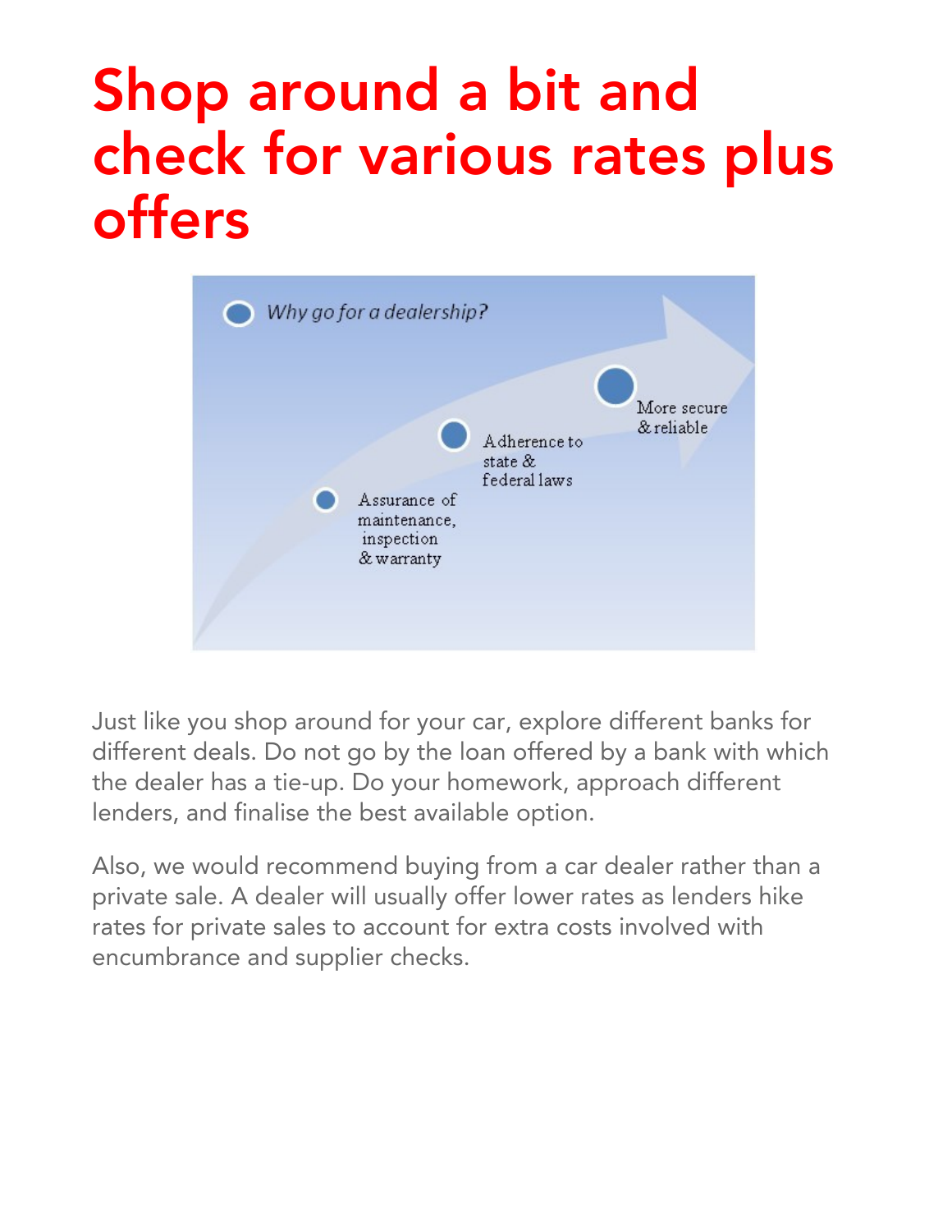# Shop around a bit and check for various rates plus offers

Why go for a dealership?

- Assurance of maintenance, inspection & warranty
- Adherence to state & federal laws
- More secure & reliable

Just like you shop around for your car, explore different banks for different deals. Do not go by the loan offered by a bank with which the dealer has a tie-up. Do your homework, approach different lenders, and finalise the best available option.

Also, we would recommend buying from a car dealer rather than a private sale. A dealer will usually offer lower rates as lenders hike rates for private sales to account for extra costs involved with encumbrance and supplier checks.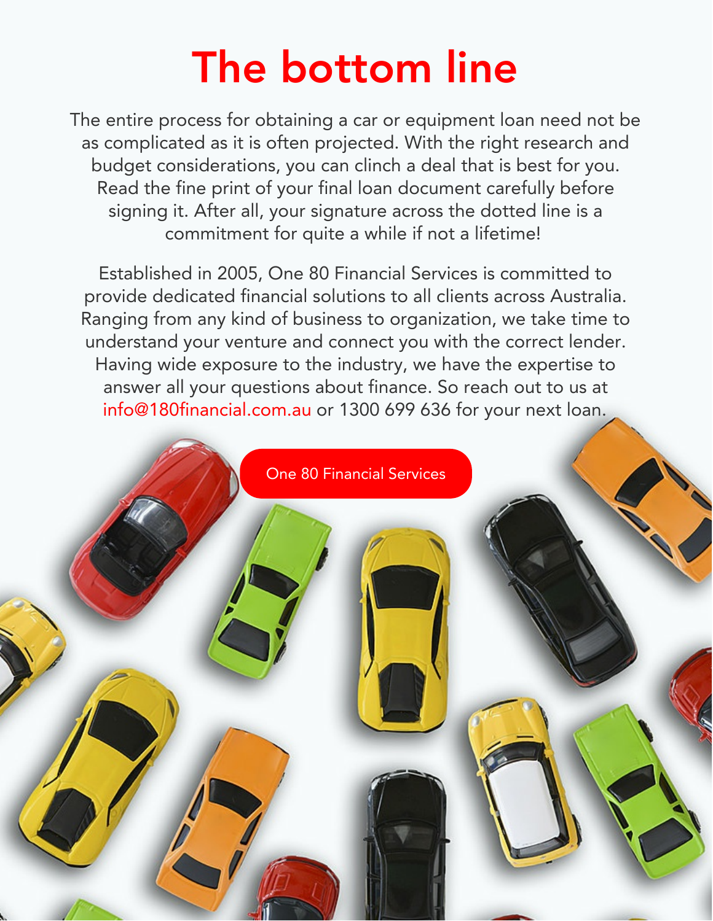# The bottom line

The entire process for obtaining a car or equipment loan need not be as complicated as it is often projected. With the right research and budget considerations, you can clinch a deal that is best for you. Read the fine print of your final loan document carefully before signing it. After all, your signature across the dotted line is a commitment for quite a while if not a lifetime!

Established in 2005, One 80 Financial Services is committed to provide dedicated financial solutions to all clients across Australia. Ranging from any kind of business to organization, we take time to understand your venture and connect you with the correct lender. Having wide exposure to the industry, we have the expertise to answer all your questions about finance. So reach out to us at info@180financial.com.au or 1300 699 636 for your next loan.

One 80 Financial Services